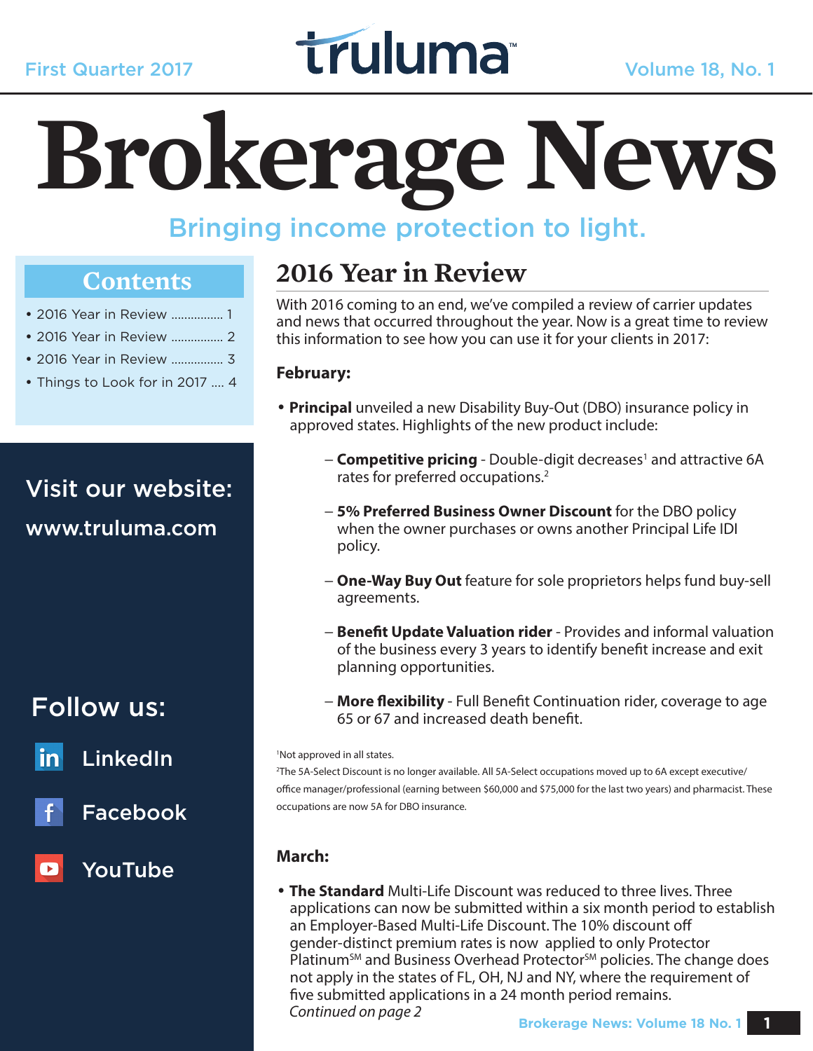First Quarter 2017

truluma™

Volume 18, No. 1

# Brokerage News

Bringing income protection to light.

## Contents

- 2016 Year in Review ................ 1
- 2016 Year in Review ................ 2
- 2016 Year in Review ................ 3
- Things to Look for in 2017 .... 4

Visit our website:

www.truluma.com

Follow us:

LinkedIn

Facebook

YouTube

## 2016 Year in Review

With 2016 coming to an end, we've compiled a review of carrier updates and news that occurred throughout the year. Now is a great time to review this information to see how you can use it for your clients in 2017:

**February:**

- **Principal** unveiled a new Disability Buy-Out (DBO) insurance policy in approved states. Highlights of the new product include:
  - **Competitive pricing** - Double-digit decreases[1] and attractive 6A rates for preferred occupations.[2]
  - **5% Preferred Business Owner Discount** for the DBO policy when the owner purchases or owns another Principal Life IDI policy.
  - **One-Way Buy Out** feature for sole proprietors helps fund buy-sell agreements.
  - **Benefit Update Valuation rider** - Provides and informal valuation of the business every 3 years to identify benefit increase and exit planning opportunities.
  - **More flexibility** - Full Benefit Continuation rider, coverage to age 65 or 67 and increased death benefit.

[1]Not approved in all states.

[2]The 5A-Select Discount is no longer available. All 5A-Select occupations moved up to 6A except executive/office manager/professional (earning between $60,000 and $75,000 for the last two years) and pharmacist. These occupations are now 5A for DBO insurance.

**March:**

- **The Standard** Multi-Life Discount was reduced to three lives. Three applications can now be submitted within a six month period to establish an Employer-Based Multi-Life Discount. The 10% discount off gender-distinct premium rates is now applied to only Protector Platinum℠ and Business Overhead Protector℠ policies. The change does not apply in the states of FL, OH, NJ and NY, where the requirement of five submitted applications in a 24 month period remains.

*Continued on page 2*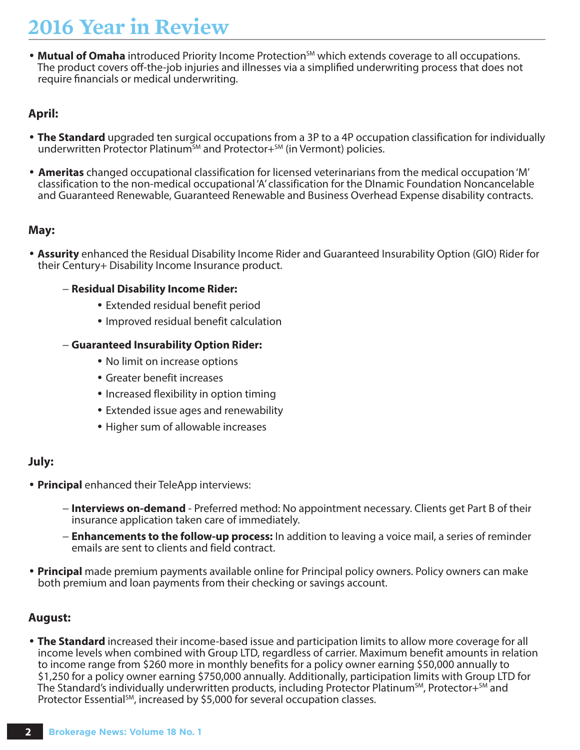# 2016 Year in Review

- **Mutual of Omaha** introduced Priority Income Protection℠ which extends coverage to all occupations. The product covers off-the-job injuries and illnesses via a simplified underwriting process that does not require financials or medical underwriting.

**April:**

- **The Standard** upgraded ten surgical occupations from a 3P to a 4P occupation classification for individually underwritten Protector Platinum℠ and Protector+℠ (in Vermont) policies.

- **Ameritas** changed occupational classification for licensed veterinarians from the medical occupation 'M' classification to the non-medical occupational 'A' classification for the DInamic Foundation Noncancelable and Guaranteed Renewable, Guaranteed Renewable and Business Overhead Expense disability contracts.

**May:**

- **Assurity** enhanced the Residual Disability Income Rider and Guaranteed Insurability Option (GIO) Rider for their Century+ Disability Income Insurance product.
  - **Residual Disability Income Rider:**
    - Extended residual benefit period
    - Improved residual benefit calculation
  - **Guaranteed Insurability Option Rider:**
    - No limit on increase options
    - Greater benefit increases
    - Increased flexibility in option timing
    - Extended issue ages and renewability
    - Higher sum of allowable increases

**July:**

- **Principal** enhanced their TeleApp interviews:
  - **Interviews on-demand** - Preferred method: No appointment necessary. Clients get Part B of their insurance application taken care of immediately.
  - **Enhancements to the follow-up process:** In addition to leaving a voice mail, a series of reminder emails are sent to clients and field contract.

- **Principal** made premium payments available online for Principal policy owners. Policy owners can make both premium and loan payments from their checking or savings account.

**August:**

- **The Standard** increased their income-based issue and participation limits to allow more coverage for all income levels when combined with Group LTD, regardless of carrier. Maximum benefit amounts in relation to income range from $260 more in monthly benefits for a policy owner earning $50,000 annually to $1,250 for a policy owner earning $750,000 annually. Additionally, participation limits with Group LTD for The Standard's individually underwritten products, including Protector Platinum℠, Protector+℠ and Protector Essential℠, increased by $5,000 for several occupation classes.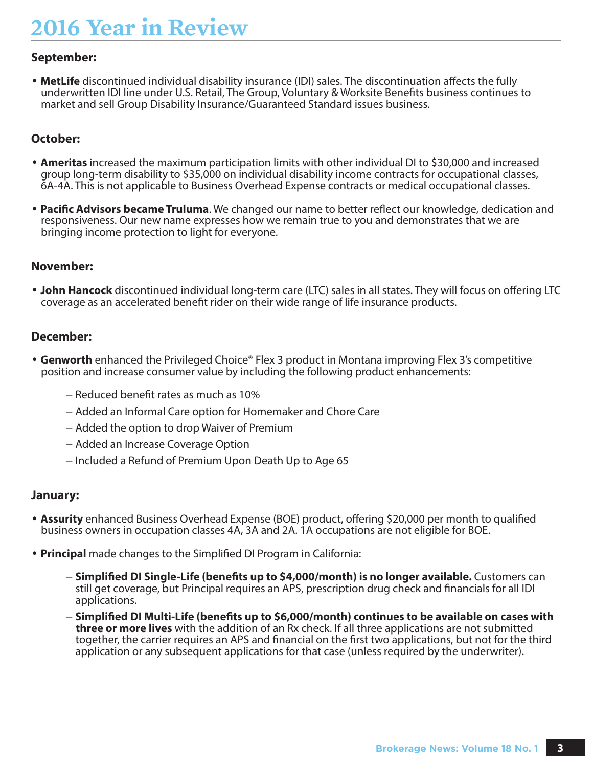# 2016 Year in Review

### September:

- **MetLife** discontinued individual disability insurance (IDI) sales. The discontinuation affects the fully underwritten IDI line under U.S. Retail, The Group, Voluntary & Worksite Benefits business continues to market and sell Group Disability Insurance/Guaranteed Standard issues business.

### October:

- **Ameritas** increased the maximum participation limits with other individual DI to $30,000 and increased group long-term disability to $35,000 on individual disability income contracts for occupational classes, 6A-4A. This is not applicable to Business Overhead Expense contracts or medical occupational classes.

- **Pacific Advisors became Truluma**. We changed our name to better reflect our knowledge, dedication and responsiveness. Our new name expresses how we remain true to you and demonstrates that we are bringing income protection to light for everyone.

### November:

- **John Hancock** discontinued individual long-term care (LTC) sales in all states. They will focus on offering LTC coverage as an accelerated benefit rider on their wide range of life insurance products.

### December:

- **Genworth** enhanced the Privileged Choice® Flex 3 product in Montana improving Flex 3's competitive position and increase consumer value by including the following product enhancements:
  - Reduced benefit rates as much as 10%
  - Added an Informal Care option for Homemaker and Chore Care
  - Added the option to drop Waiver of Premium
  - Added an Increase Coverage Option
  - Included a Refund of Premium Upon Death Up to Age 65

### January:

- **Assurity** enhanced Business Overhead Expense (BOE) product, offering $20,000 per month to qualified business owners in occupation classes 4A, 3A and 2A. 1A occupations are not eligible for BOE.

- **Principal** made changes to the Simplified DI Program in California:
  - **Simplified DI Single-Life (benefits up to $4,000/month) is no longer available.** Customers can still get coverage, but Principal requires an APS, prescription drug check and financials for all IDI applications.
  - **Simplified DI Multi-Life (benefits up to $6,000/month) continues to be available on cases with three or more lives** with the addition of an Rx check. If all three applications are not submitted together, the carrier requires an APS and financial on the first two applications, but not for the third application or any subsequent applications for that case (unless required by the underwriter).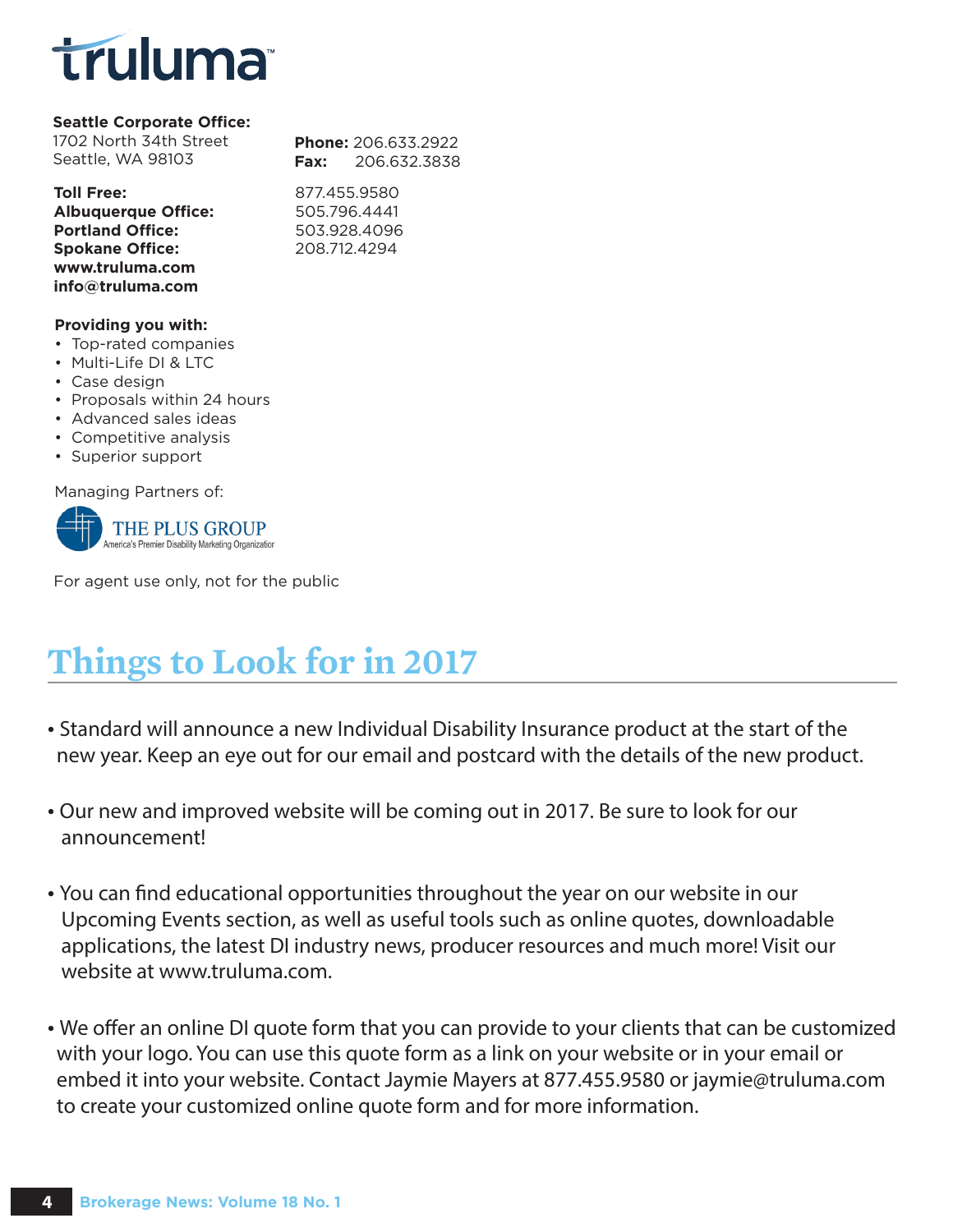truluma™

**Seattle Corporate Office:**
1702 North 34th Street
Seattle, WA 98103

**Phone:** 206.633.2922
**Fax:** 206.632.3838

**Toll Free:** 877.455.9580
**Albuquerque Office:** 505.796.4441
**Portland Office:** 503.928.4096
**Spokane Office:** 208.712.4294
**www.truluma.com**
**info@truluma.com**

**Providing you with:**

- Top-rated companies
- Multi-Life DI & LTC
- Case design
- Proposals within 24 hours
- Advanced sales ideas
- Competitive analysis
- Superior support

Managing Partners of:

THE PLUS GROUP
America's Premier Disability Marketing Organization

For agent use only, not for the public

# Things to Look for in 2017

- Standard will announce a new Individual Disability Insurance product at the start of the new year. Keep an eye out for our email and postcard with the details of the new product.
- Our new and improved website will be coming out in 2017. Be sure to look for our announcement!
- You can find educational opportunities throughout the year on our website in our Upcoming Events section, as well as useful tools such as online quotes, downloadable applications, the latest DI industry news, producer resources and much more! Visit our website at www.truluma.com.
- We offer an online DI quote form that you can provide to your clients that can be customized with your logo. You can use this quote form as a link on your website or in your email or embed it into your website. Contact Jaymie Mayers at 877.455.9580 or jaymie@truluma.com to create your customized online quote form and for more information.